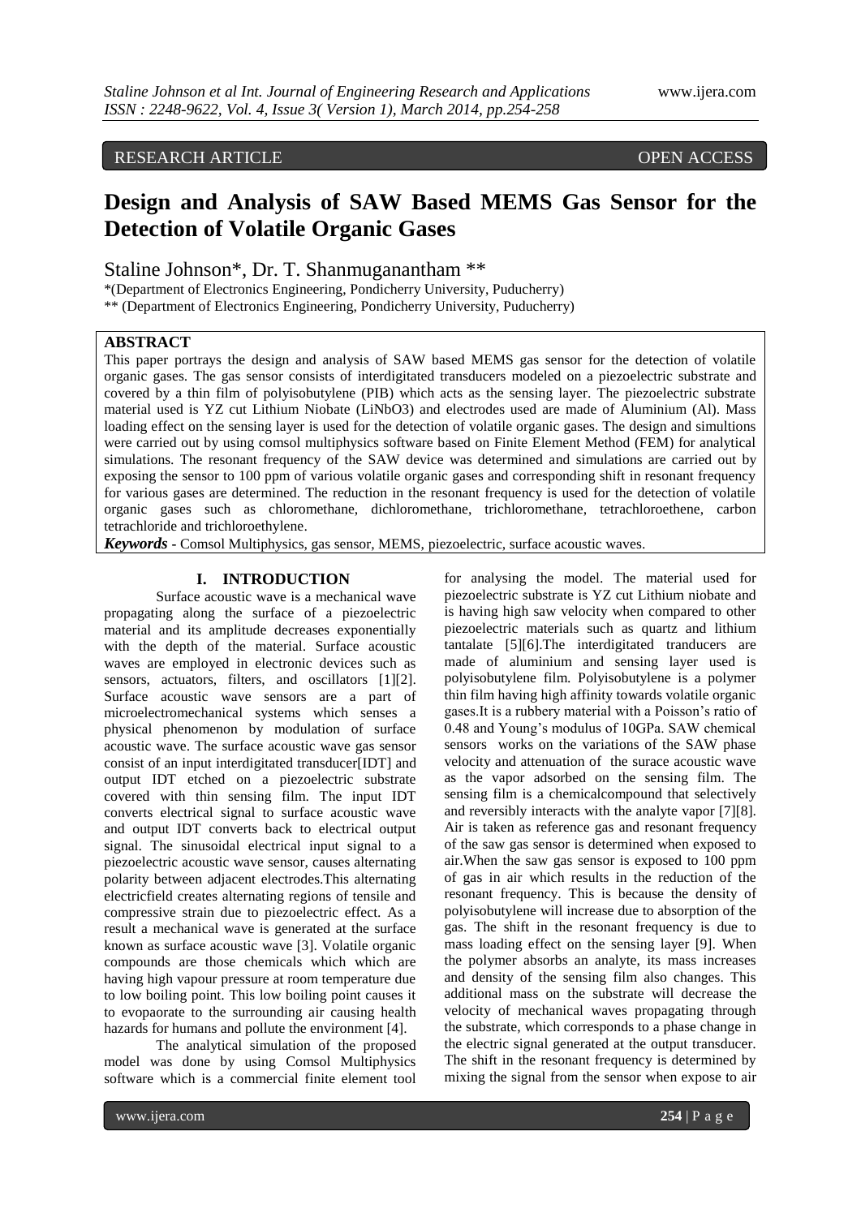RESEARCH ARTICLE OPEN ACCESS

# Design and Analysis of SAW Based MEMS Gas Sensor for the Detection of Volatile Organic Gases

Staline Johnson*, Dr. T. Shanmuganantham **

*(Department of Electronics Engineering, Pondicherry University, Puducherry)
** (Department of Electronics Engineering, Pondicherry University, Puducherry)

## ABSTRACT

This paper portrays the design and analysis of SAW based MEMS gas sensor for the detection of volatile organic gases. The gas sensor consists of interdigitated transducers modeled on a piezoelectric substrate and covered by a thin film of polyisobutylene (PIB) which acts as the sensing layer. The piezoelectric substrate material used is YZ cut Lithium Niobate ($LiNbO_3$) and electrodes used are made of Aluminium (Al). Mass loading effect on the sensing layer is used for the detection of volatile organic gases. The design and simultions were carried out by using comsol multiphysics software based on Finite Element Method (FEM) for analytical simulations. The resonant frequency of the SAW device was determined and simulations are carried out by exposing the sensor to 100 ppm of various volatile organic gases and corresponding shift in resonant frequency for various gases are determined. The reduction in the resonant frequency is used for the detection of volatile organic gases such as chloromethane, dichloromethane, trichloromethane, tetrachloroethene, carbon tetrachloride and trichloroethylene.

***Keywords*** - Comsol Multiphysics, gas sensor, MEMS, piezoelectric, surface acoustic waves.

## I. INTRODUCTION

Surface acoustic wave is a mechanical wave propagating along the surface of a piezoelectric material and its amplitude decreases exponentially with the depth of the material. Surface acoustic waves are employed in electronic devices such as sensors, actuators, filters, and oscillators [1][2]. Surface acoustic wave sensors are a part of microelectromechanical systems which senses a physical phenomenon by modulation of surface acoustic wave. The surface acoustic wave gas sensor consist of an input interdigitated transducer[IDT] and output IDT etched on a piezoelectric substrate covered with thin sensing film. The input IDT converts electrical signal to surface acoustic wave and output IDT converts back to electrical output signal. The sinusoidal electrical input signal to a piezoelectric acoustic wave sensor, causes alternating polarity between adjacent electrodes.This alternating electricfield creates alternating regions of tensile and compressive strain due to piezoelectric effect. As a result a mechanical wave is generated at the surface known as surface acoustic wave [3]. Volatile organic compounds are those chemicals which which are having high vapour pressure at room temperature due to low boiling point. This low boiling point causes it to evopaorate to the surrounding air causing health hazards for humans and pollute the environment [4].

The analytical simulation of the proposed model was done by using Comsol Multiphysics software which is a commercial finite element tool for analysing the model. The material used for piezoelectric substrate is YZ cut Lithium niobate and is having high saw velocity when compared to other piezoelectric materials such as quartz and lithium tantalate [5][6].The interdigitated tranducers are made of aluminium and sensing layer used is polyisobutylene film. Polyisobutylene is a polymer thin film having high affinity towards volatile organic gases.It is a rubbery material with a Poisson's ratio of 0.48 and Young's modulus of 10GPa. SAW chemical sensors works on the variations of the SAW phase velocity and attenuation of the surace acoustic wave as the vapor adsorbed on the sensing film. The sensing film is a chemicalcompound that selectively and reversibly interacts with the analyte vapor [7][8]. Air is taken as reference gas and resonant frequency of the saw gas sensor is determined when exposed to air.When the saw gas sensor is exposed to 100 ppm of gas in air which results in the reduction of the resonant frequency. This is because the density of polyisobutylene will increase due to absorption of the gas. The shift in the resonant frequency is due to mass loading effect on the sensing layer [9]. When the polymer absorbs an analyte, its mass increases and density of the sensing film also changes. This additional mass on the substrate will decrease the velocity of mechanical waves propagating through the substrate, which corresponds to a phase change in the electric signal generated at the output transducer. The shift in the resonant frequency is determined by mixing the signal from the sensor when expose to air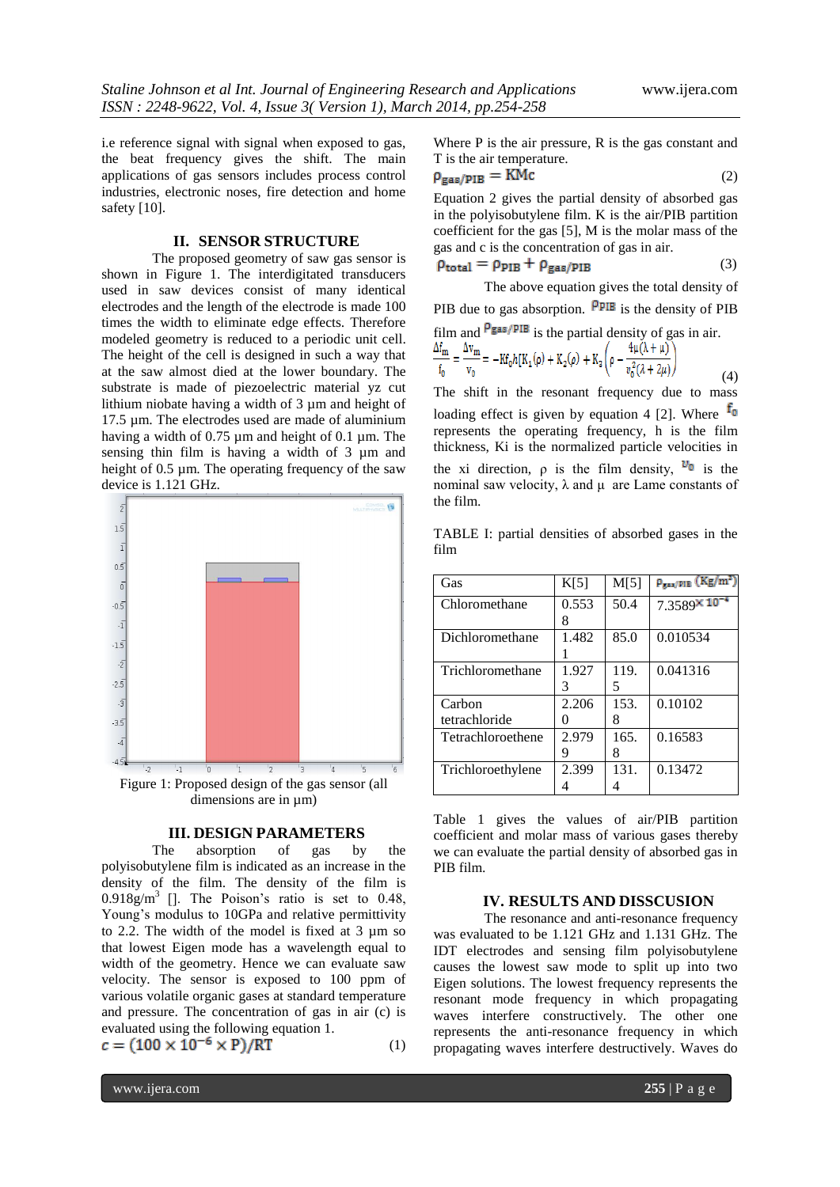i.e reference signal with signal when exposed to gas, the beat frequency gives the shift. The main applications of gas sensors includes process control industries, electronic noses, fire detection and home safety [10].

## II. SENSOR STRUCTURE

The proposed geometry of saw gas sensor is shown in Figure 1. The interdigitated transducers used in saw devices consist of many identical electrodes and the length of the electrode is made 100 times the width to eliminate edge effects. Therefore modeled geometry is reduced to a periodic unit cell. The height of the cell is designed in such a way that at the saw almost died at the lower boundary. The substrate is made of piezoelectric material yz cut lithium niobate having a width of 3 µm and height of 17.5 µm. The electrodes used are made of aluminium having a width of 0.75 µm and height of 0.1 µm. The sensing thin film is having a width of 3 µm and height of 0.5 µm. The operating frequency of the saw device is 1.121 GHz.

Figure 1: Proposed design of the gas sensor (all dimensions are in µm)

## III. DESIGN PARAMETERS

The absorption of gas by the polyisobutylene film is indicated as an increase in the density of the film. The density of the film is $0.918 g/m^3$ []. The Poison's ratio is set to 0.48, Young's modulus to 10GPa and relative permittivity to 2.2. The width of the model is fixed at 3 µm so that lowest Eigen mode has a wavelength equal to width of the geometry. Hence we can evaluate saw velocity. The sensor is exposed to 100 ppm of various volatile organic gases at standard temperature and pressure. The concentration of gas in air (c) is evaluated using the following equation 1.

$$c = (100 \times 10^{-6} \times P)/RT \tag{1}$$

Where P is the air pressure, R is the gas constant and T is the air temperature.

$$\rho_{gas/PIB} = KMc \tag{2}$$

Equation 2 gives the partial density of absorbed gas in the polyisobutylene film. K is the air/PIB partition coefficient for the gas [5], M is the molar mass of the gas and c is the concentration of gas in air.

$$\rho_{total} = \rho_{PIB} + \rho_{gas/PIB} \tag{3}$$

The above equation gives the total density of PIB due to gas absorption. $\rho_{PIB}$ is the density of PIB film and $\rho_{gas/PIB}$ is the partial density of gas in air.

$$\frac{\Delta f_m}{f_0} = \frac{\Delta v_m}{v_0} = -Kf_0h[K_1(\rho) + K_2(\rho) + K_3\left(\rho - \frac{4\mu(\lambda+\mu)}{v_0^2(\lambda+2\mu)}\right) \tag{4}$$

The shift in the resonant frequency due to mass loading effect is given by equation 4 [2]. Where $f_0$ represents the operating frequency, h is the film thickness, Ki is the normalized particle velocities in the xi direction, ρ is the film density, $v_0$ is the nominal saw velocity, λ and µ are Lame constants of the film.

TABLE I: partial densities of absorbed gases in the film

| Gas | K[5] | M[5] | $\rho_{gas/PIB}$ $(Kg/m^3)$ |
|---|---|---|---|
| Chloromethane | 0.5538 | 50.4 | $7.3589 \times 10^{-4}$ |
| Dichloromethane | 1.4821 | 85.0 | 0.010534 |
| Trichloromethane | 1.9273 | 119.5 | 0.041316 |
| Carbon tetrachloride | 2.2060 | 153.8 | 0.10102 |
| Tetrachloroethene | 2.9799 | 165.8 | 0.16583 |
| Trichloroethylene | 2.3994 | 131.4 | 0.13472 |

Table 1 gives the values of air/PIB partition coefficient and molar mass of various gases thereby we can evaluate the partial density of absorbed gas in PIB film.

## IV. RESULTS AND DISSCUSION

The resonance and anti-resonance frequency was evaluated to be 1.121 GHz and 1.131 GHz. The IDT electrodes and sensing film polyisobutylene causes the lowest saw mode to split up into two Eigen solutions. The lowest frequency represents the resonant mode frequency in which propagating waves interfere constructively. The other one represents the anti-resonance frequency in which propagating waves interfere destructively. Waves do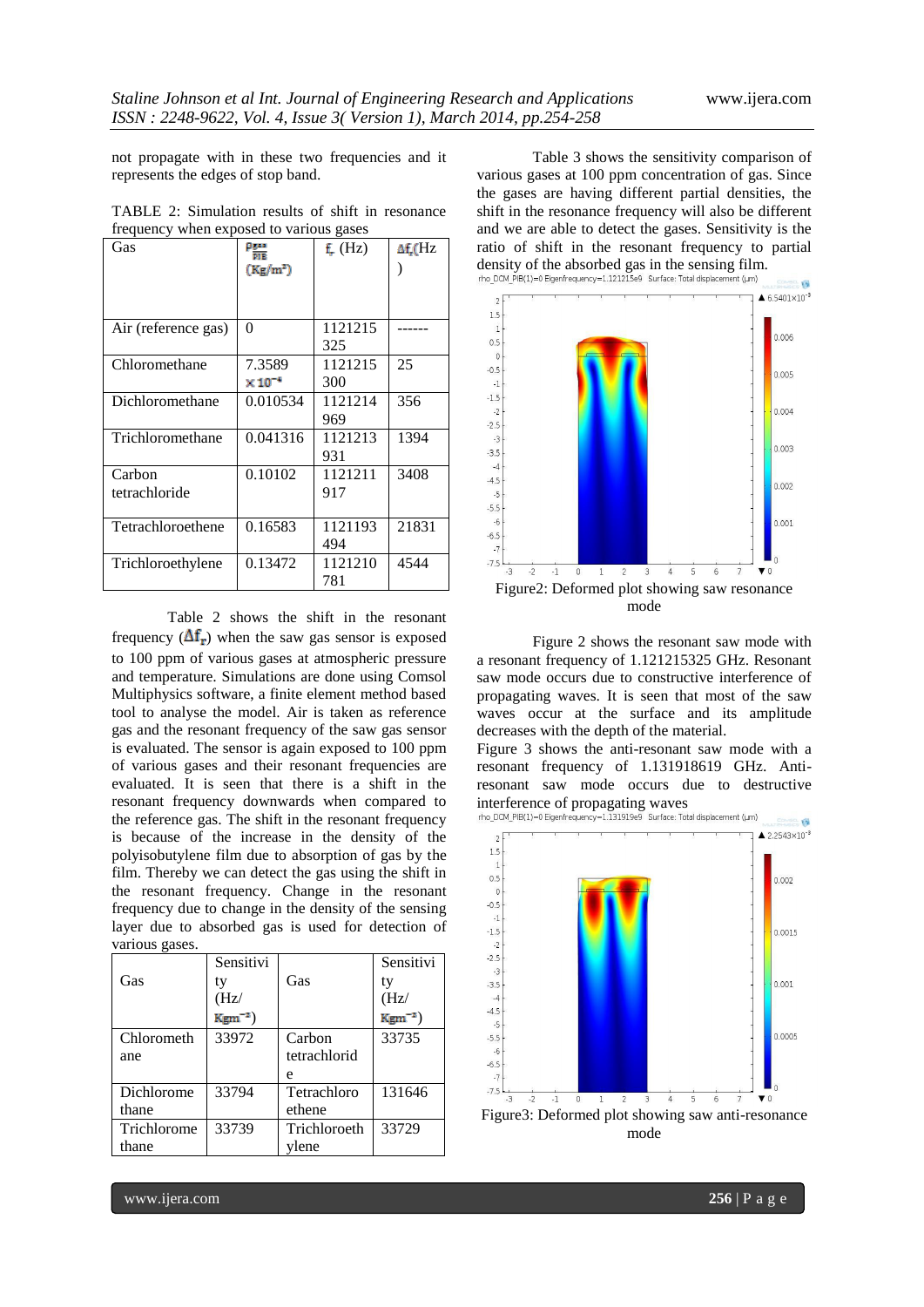not propagate with in these two frequencies and it represents the edges of stop band.

TABLE 2: Simulation results of shift in resonance frequency when exposed to various gases

| Gas | $\rho_{\frac{gas}{PIB}}$ (Kg/m$^3$) | $f_r$ (Hz) | $\Delta f_r$(Hz) |
|---|---|---|---|
| Air (reference gas) | 0 | 1121215325 | ------ |
| Chloromethane | 7.3589 $\times 10^{-4}$ | 1121215300 | 25 |
| Dichloromethane | 0.010534 | 1121214969 | 356 |
| Trichloromethane | 0.041316 | 1121213931 | 1394 |
| Carbon tetrachloride | 0.10102 | 1121211917 | 3408 |
| Tetrachloroethene | 0.16583 | 1121193494 | 21831 |
| Trichloroethylene | 0.13472 | 1121210781 | 4544 |

Table 2 shows the shift in the resonant frequency ($\Delta f_r$) when the saw gas sensor is exposed to 100 ppm of various gases at atmospheric pressure and temperature. Simulations are done using Comsol Multiphysics software, a finite element method based tool to analyse the model. Air is taken as reference gas and the resonant frequency of the saw gas sensor is evaluated. The sensor is again exposed to 100 ppm of various gases and their resonant frequencies are evaluated. It is seen that there is a shift in the resonant frequency downwards when compared to the reference gas. The shift in the resonant frequency is because of the increase in the density of the polyisobutylene film due to absorption of gas by the film. Thereby we can detect the gas using the shift in the resonant frequency. Change in the resonant frequency due to change in the density of the sensing layer due to absorbed gas is used for detection of various gases.

| Gas | Sensitivity (Hz/ Kgm$^{-3}$) | Gas | Sensitivity (Hz/ Kgm$^{-3}$) |
|---|---|---|---|
| Chloromethane | 33972 | Carbon tetrachloride | 33735 |
| Dichloromethane | 33794 | Tetrachloroethene | 131646 |
| Trichloromethane | 33739 | Trichloroethylene | 33729 |

Table 3 shows the sensitivity comparison of various gases at 100 ppm concentration of gas. Since the gases are having different partial densities, the shift in the resonance frequency will also be different and we are able to detect the gases. Sensitivity is the ratio of shift in the resonant frequency to partial density of the absorbed gas in the sensing film.

Figure2: Deformed plot showing saw resonance mode

Figure 2 shows the resonant saw mode with a resonant frequency of 1.121215325 GHz. Resonant saw mode occurs due to constructive interference of propagating waves. It is seen that most of the saw waves occur at the surface and its amplitude decreases with the depth of the material.

Figure 3 shows the anti-resonant saw mode with a resonant frequency of 1.131918619 GHz. Anti-resonant saw mode occurs due to destructive interference of propagating waves

Figure3: Deformed plot showing saw anti-resonance mode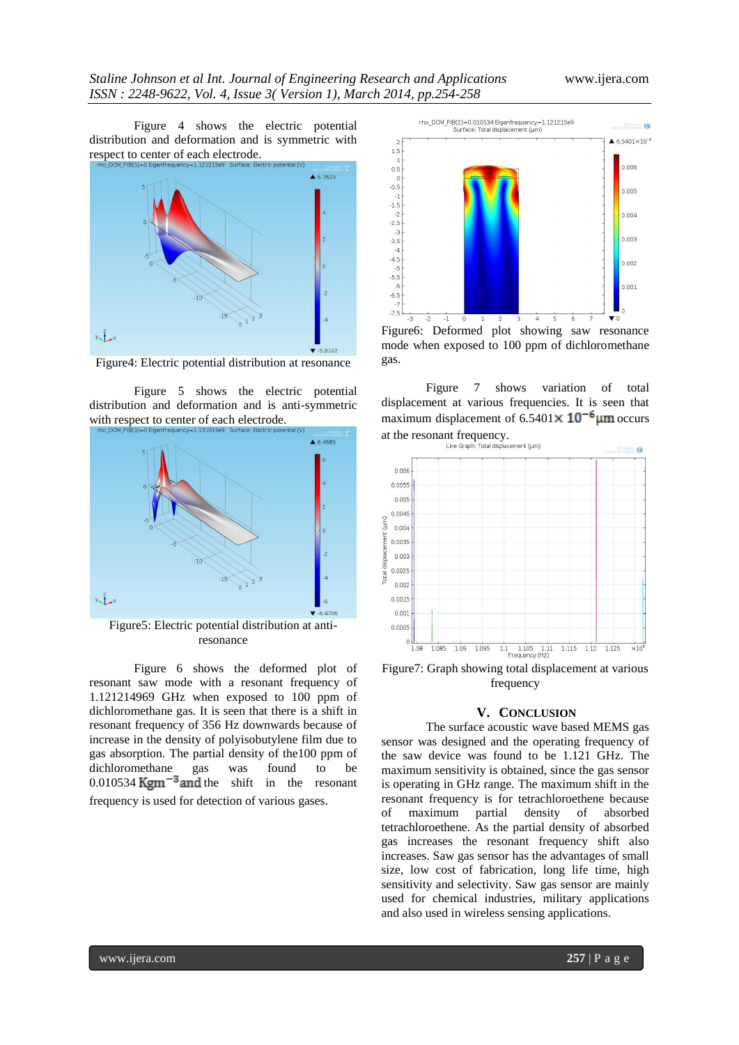Figure 4 shows the electric potential distribution and deformation and is symmetric with respect to center of each electrode.

Figure4: Electric potential distribution at resonance

Figure 5 shows the electric potential distribution and deformation and is anti-symmetric with respect to center of each electrode.

Figure5: Electric potential distribution at anti-resonance

Figure 6 shows the deformed plot of resonant saw mode with a resonant frequency of 1.121214969 GHz when exposed to 100 ppm of dichloromethane gas. It is seen that there is a shift in resonant frequency of 356 Hz downwards because of increase in the density of polyisobutylene film due to gas absorption. The partial density of the100 ppm of dichloromethane gas was found to be 0.010534 $\mathrm{Kgm}^{-3}$ and the shift in the resonant frequency is used for detection of various gases.

Figure6: Deformed plot showing saw resonance mode when exposed to 100 ppm of dichloromethane gas.

Figure 7 shows variation of total displacement at various frequencies. It is seen that maximum displacement of $6.5401 \times 10^{-6} \mu\mathrm{m}$ occurs at the resonant frequency.

Figure7: Graph showing total displacement at various frequency

## V. CONCLUSION

The surface acoustic wave based MEMS gas sensor was designed and the operating frequency of the saw device was found to be 1.121 GHz. The maximum sensitivity is obtained, since the gas sensor is operating in GHz range. The maximum shift in the resonant frequency is for tetrachloroethene because of maximum partial density of absorbed tetrachloroethene. As the partial density of absorbed gas increases the resonant frequency shift also increases. Saw gas sensor has the advantages of small size, low cost of fabrication, long life time, high sensitivity and selectivity. Saw gas sensor are mainly used for chemical industries, military applications and also used in wireless sensing applications.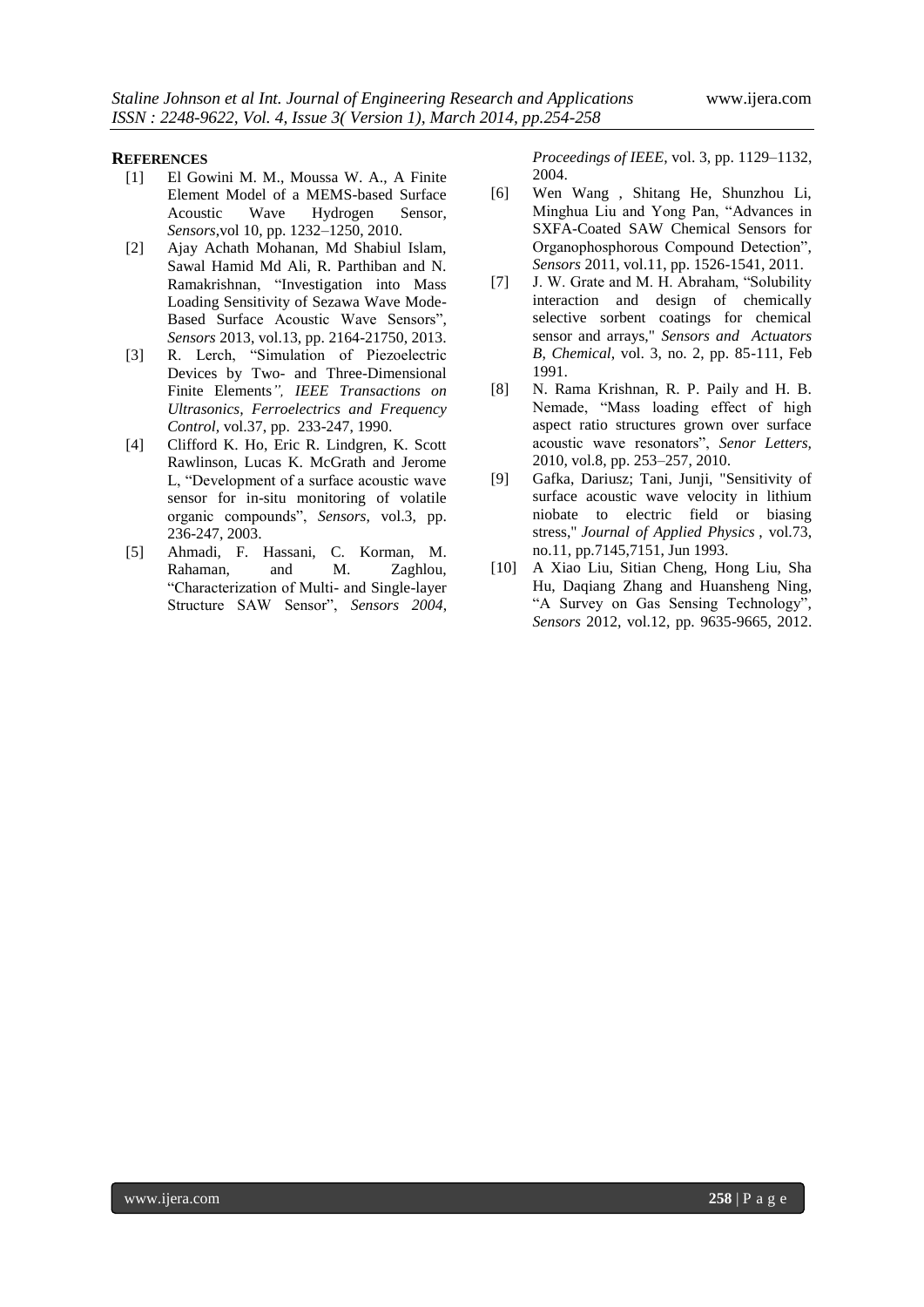## References

[1] El Gowini M. M., Moussa W. A., A Finite Element Model of a MEMS-based Surface Acoustic Wave Hydrogen Sensor, *Sensors*,vol 10, pp. 1232–1250, 2010.

[2] Ajay Achath Mohanan, Md Shabiul Islam, Sawal Hamid Md Ali, R. Parthiban and N. Ramakrishnan, "Investigation into Mass Loading Sensitivity of Sezawa Wave Mode-Based Surface Acoustic Wave Sensors", *Sensors* 2013, vol.13, pp. 2164-21750, 2013.

[3] R. Lerch, "Simulation of Piezoelectric Devices by Two- and Three-Dimensional Finite Elements*", IEEE Transactions on Ultrasonics, Ferroelectrics and Frequency Control*, vol.37, pp. 233-247, 1990.

[4] Clifford K. Ho, Eric R. Lindgren, K. Scott Rawlinson, Lucas K. McGrath and Jerome L, "Development of a surface acoustic wave sensor for in-situ monitoring of volatile organic compounds", *Sensors*, vol.3, pp. 236-247, 2003.

[5] Ahmadi, F. Hassani, C. Korman, M. Rahaman, and M. Zaghlou, "Characterization of Multi- and Single-layer Structure SAW Sensor", *Sensors 2004, Proceedings of IEEE*, vol. 3, pp. 1129–1132, 2004.

[6] Wen Wang , Shitang He, Shunzhou Li, Minghua Liu and Yong Pan, "Advances in SXFA-Coated SAW Chemical Sensors for Organophosphorous Compound Detection", *Sensors* 2011, vol.11, pp. 1526-1541, 2011.

[7] J. W. Grate and M. H. Abraham, "Solubility interaction and design of chemically selective sorbent coatings for chemical sensor and arrays," *Sensors and Actuators B, Chemical*, vol. 3, no. 2, pp. 85-111, Feb 1991.

[8] N. Rama Krishnan, R. P. Paily and H. B. Nemade, "Mass loading effect of high aspect ratio structures grown over surface acoustic wave resonators", *Senor Letters,* 2010, vol.8, pp. 253–257, 2010.

[9] Gafka, Dariusz; Tani, Junji, "Sensitivity of surface acoustic wave velocity in lithium niobate to electric field or biasing stress," *Journal of Applied Physics* , vol.73, no.11, pp.7145,7151, Jun 1993.

[10] A Xiao Liu, Sitian Cheng, Hong Liu, Sha Hu, Daqiang Zhang and Huansheng Ning, "A Survey on Gas Sensing Technology", *Sensors* 2012, vol.12, pp. 9635-9665, 2012.